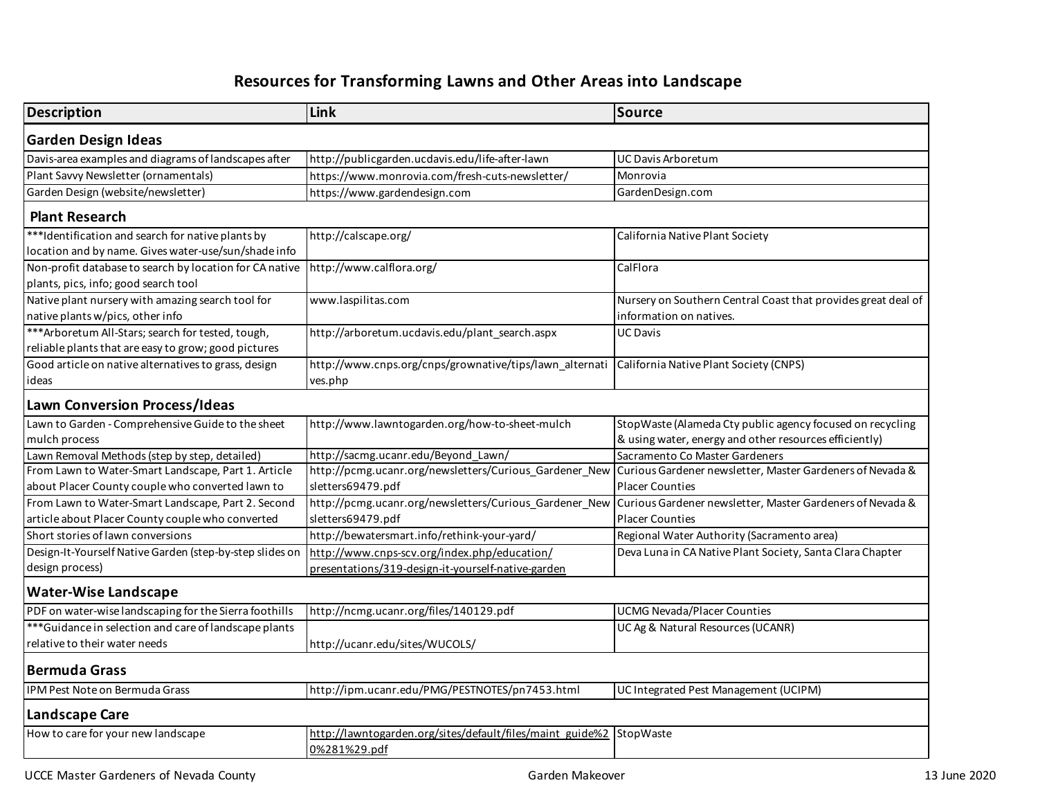# Resources for Transforming Lawns and Other Areas into Landscape

| Description | Link | Source |
|---|---|---|
| **Garden Design Ideas** | | |
| Davis-area examples and diagrams of landscapes after | http://publicgarden.ucdavis.edu/life-after-lawn | UC Davis Arboretum |
| Plant Savvy Newsletter (ornamentals) | https://www.monrovia.com/fresh-cuts-newsletter/ | Monrovia |
| Garden Design (website/newsletter) | https://www.gardendesign.com | GardenDesign.com |
| **Plant Research** | | |
| ***Identification and search for native plants by location and by name. Gives water-use/sun/shade info | http://calscape.org/ | California Native Plant Society |
| Non-profit database to search by location for CA native plants, pics, info; good search tool | http://www.calflora.org/ | CalFlora |
| Native plant nursery with amazing search tool for native plants w/pics, other info | www.laspilitas.com | Nursery on Southern Central Coast that provides great deal of information on natives. |
| ***Arboretum All-Stars; search for tested, tough, reliable plants that are easy to grow; good pictures | http://arboretum.ucdavis.edu/plant_search.aspx | UC Davis |
| Good article on native alternatives to grass, design ideas | http://www.cnps.org/cnps/grownative/tips/lawn_alternatives.php | California Native Plant Society (CNPS) |
| **Lawn Conversion Process/Ideas** | | |
| Lawn to Garden - Comprehensive Guide to the sheet mulch process | http://www.lawntogarden.org/how-to-sheet-mulch | StopWaste (Alameda Cty public agency focused on recycling & using water, energy and other resources efficiently) |
| Lawn Removal Methods (step by step, detailed) | http://sacmg.ucanr.edu/Beyond_Lawn/ | Sacramento Co Master Gardeners |
| From Lawn to Water-Smart Landscape, Part 1. Article about Placer County couple who converted lawn to | http://pcmg.ucanr.org/newsletters/Curious_Gardener_Newsletters69479.pdf | Curious Gardener newsletter, Master Gardeners of Nevada & Placer Counties |
| From Lawn to Water-Smart Landscape, Part 2. Second article about Placer County couple who converted | http://pcmg.ucanr.org/newsletters/Curious_Gardener_Newsletters69479.pdf | Curious Gardener newsletter, Master Gardeners of Nevada & Placer Counties |
| Short stories of lawn conversions | http://bewatersmart.info/rethink-your-yard/ | Regional Water Authority (Sacramento area) |
| Design-It-Yourself Native Garden (step-by-step slides on design process) | http://www.cnps-scv.org/index.php/education/presentations/319-design-it-yourself-native-garden | Deva Luna in CA Native Plant Society, Santa Clara Chapter |
| **Water-Wise Landscape** | | |
| PDF on water-wise landscaping for the Sierra foothills | http://ncmg.ucanr.org/files/140129.pdf | UCMG Nevada/Placer Counties |
| ***Guidance in selection and care of landscape plants relative to their water needs | http://ucanr.edu/sites/WUCOLS/ | UC Ag & Natural Resources (UCANR) |
| **Bermuda Grass** | | |
| IPM Pest Note on Bermuda Grass | http://ipm.ucanr.edu/PMG/PESTNOTES/pn7453.html | UC Integrated Pest Management (UCIPM) |
| **Landscape Care** | | |
| How to care for your new landscape | http://lawntogarden.org/sites/default/files/maint_guide%20%281%29.pdf | StopWaste |

UCCE Master Gardeners of Nevada County — Garden Makeover — 13 June 2020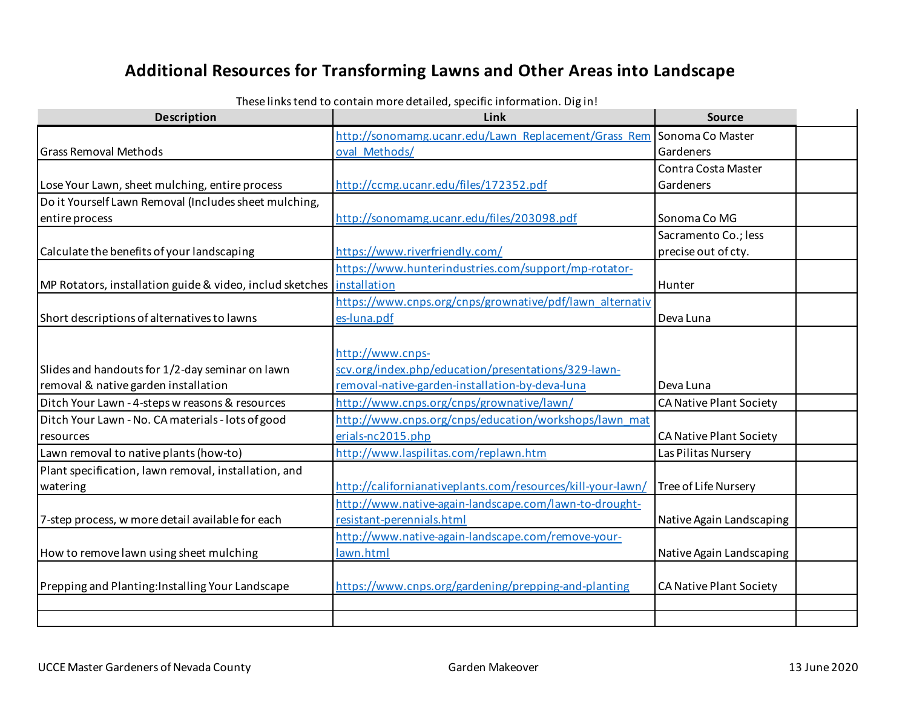# Additional Resources for Transforming Lawns and Other Areas into Landscape

These links tend to contain more detailed, specific information. Dig in!

| Description | Link | Source | |
|---|---|---|---|
| Grass Removal Methods | http://sonomamg.ucanr.edu/Lawn_Replacement/Grass_Removal_Methods/ | Sonoma Co Master Gardeners | |
| Lose Your Lawn, sheet mulching, entire process | http://ccmg.ucanr.edu/files/172352.pdf | Contra Costa Master Gardeners | |
| Do it Yourself Lawn Removal (Includes sheet mulching, entire process | http://sonomamg.ucanr.edu/files/203098.pdf | Sonoma Co MG | |
| Calculate the benefits of your landscaping | https://www.riverfriendly.com/ | Sacramento Co.; less precise out of cty. | |
| MP Rotators, installation guide & video, includ sketches | https://www.hunterindustries.com/support/mp-rotator-installation | Hunter | |
| Short descriptions of alternatives to lawns | https://www.cnps.org/cnps/grownative/pdf/lawn_alternatives-luna.pdf | Deva Luna | |
| Slides and handouts for 1/2-day seminar on lawn removal & native garden installation | http://www.cnps-scv.org/index.php/education/presentations/329-lawn-removal-native-garden-installation-by-deva-luna | Deva Luna | |
| Ditch Your Lawn - 4-steps w reasons & resources | http://www.cnps.org/cnps/grownative/lawn/ | CA Native Plant Society | |
| Ditch Your Lawn - No. CA materials - lots of good resources | http://www.cnps.org/cnps/education/workshops/lawn_materials-nc2015.php | CA Native Plant Society | |
| Lawn removal to native plants (how-to) | http://www.laspilitas.com/replawn.htm | Las Pilitas Nursery | |
| Plant specification, lawn removal, installation, and watering | http://californianativeplants.com/resources/kill-your-lawn/ | Tree of Life Nursery | |
| 7-step process, w more detail available for each | http://www.native-again-landscape.com/lawn-to-drought-resistant-perennials.html | Native Again Landscaping | |
| How to remove lawn using sheet mulching | http://www.native-again-landscape.com/remove-your-lawn.html | Native Again Landscaping | |
| Prepping and Planting:Installing Your Landscape | https://www.cnps.org/gardening/prepping-and-planting | CA Native Plant Society | |
| | | | |
| | | | |

UCCE Master Gardeners of Nevada County — Garden Makeover — 13 June 2020